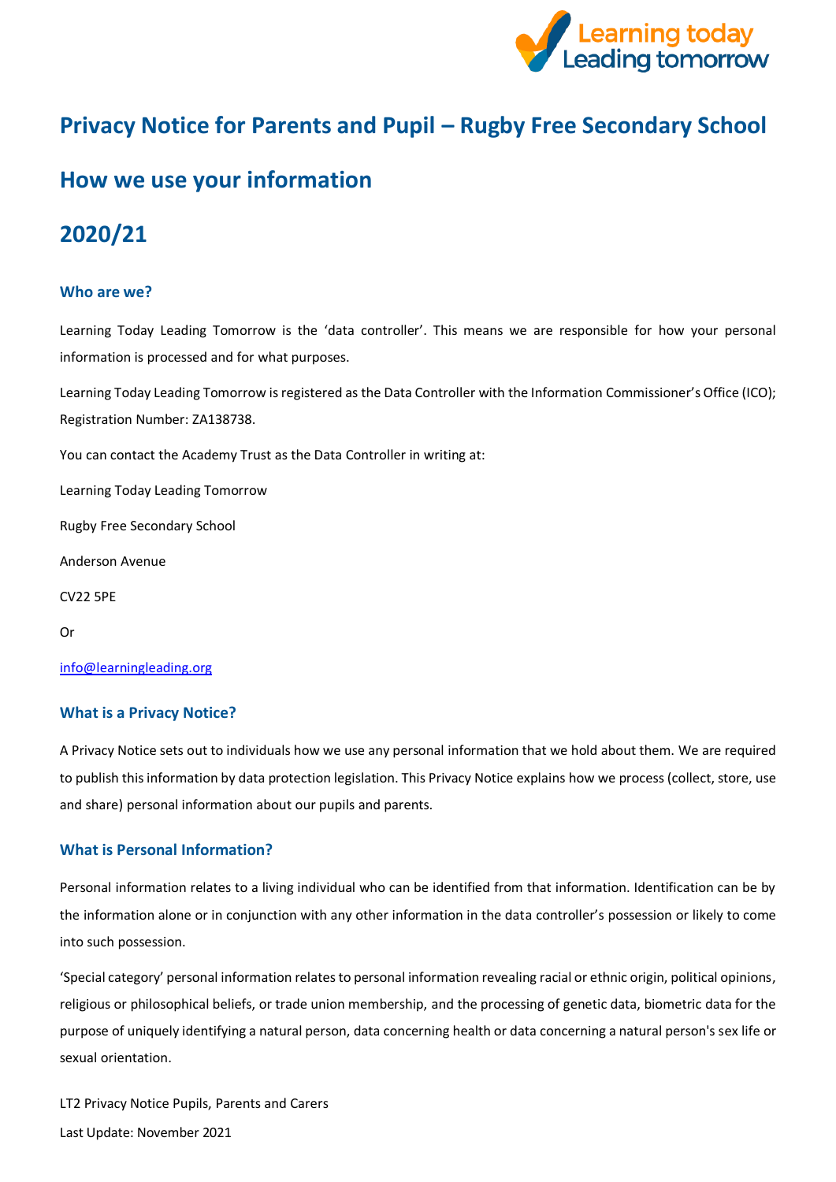# Privacy Notice for Parents and Pupil – Rugby Free Secondary School

# How we use your information

# 2020/21

### Who are we?

Learning Today Leading Tomorrow is the 'data controller'. This means we are responsible for how your personal information is processed and for what purposes.

Learning Today Leading Tomorrow is registered as the Data Controller with the Information Commissioner's Office (ICO); Registration Number: ZA138738.

You can contact the Academy Trust as the Data Controller in writing at:

Learning Today Leading Tomorrow

Rugby Free Secondary School

Anderson Avenue

CV22 5PE

Or

info@learningleading.org

### What is a Privacy Notice?

A Privacy Notice sets out to individuals how we use any personal information that we hold about them. We are required to publish this information by data protection legislation. This Privacy Notice explains how we process (collect, store, use and share) personal information about our pupils and parents.

### What is Personal Information?

Personal information relates to a living individual who can be identified from that information. Identification can be by the information alone or in conjunction with any other information in the data controller's possession or likely to come into such possession.

'Special category' personal information relates to personal information revealing racial or ethnic origin, political opinions, religious or philosophical beliefs, or trade union membership, and the processing of genetic data, biometric data for the purpose of uniquely identifying a natural person, data concerning health or data concerning a natural person's sex life or sexual orientation.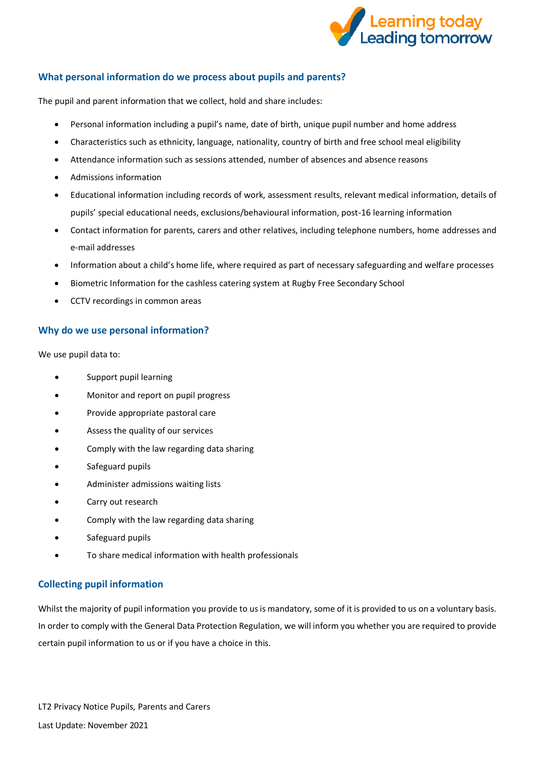## What personal information do we process about pupils and parents?

The pupil and parent information that we collect, hold and share includes:

- Personal information including a pupil's name, date of birth, unique pupil number and home address
- Characteristics such as ethnicity, language, nationality, country of birth and free school meal eligibility
- Attendance information such as sessions attended, number of absences and absence reasons
- Admissions information
- Educational information including records of work, assessment results, relevant medical information, details of pupils' special educational needs, exclusions/behavioural information, post-16 learning information
- Contact information for parents, carers and other relatives, including telephone numbers, home addresses and e-mail addresses
- Information about a child's home life, where required as part of necessary safeguarding and welfare processes
- Biometric Information for the cashless catering system at Rugby Free Secondary School
- CCTV recordings in common areas

## Why do we use personal information?

We use pupil data to:

- Support pupil learning
- Monitor and report on pupil progress
- Provide appropriate pastoral care
- Assess the quality of our services
- Comply with the law regarding data sharing
- Safeguard pupils
- Administer admissions waiting lists
- Carry out research
- Comply with the law regarding data sharing
- Safeguard pupils
- To share medical information with health professionals

## Collecting pupil information

Whilst the majority of pupil information you provide to us is mandatory, some of it is provided to us on a voluntary basis. In order to comply with the General Data Protection Regulation, we will inform you whether you are required to provide certain pupil information to us or if you have a choice in this.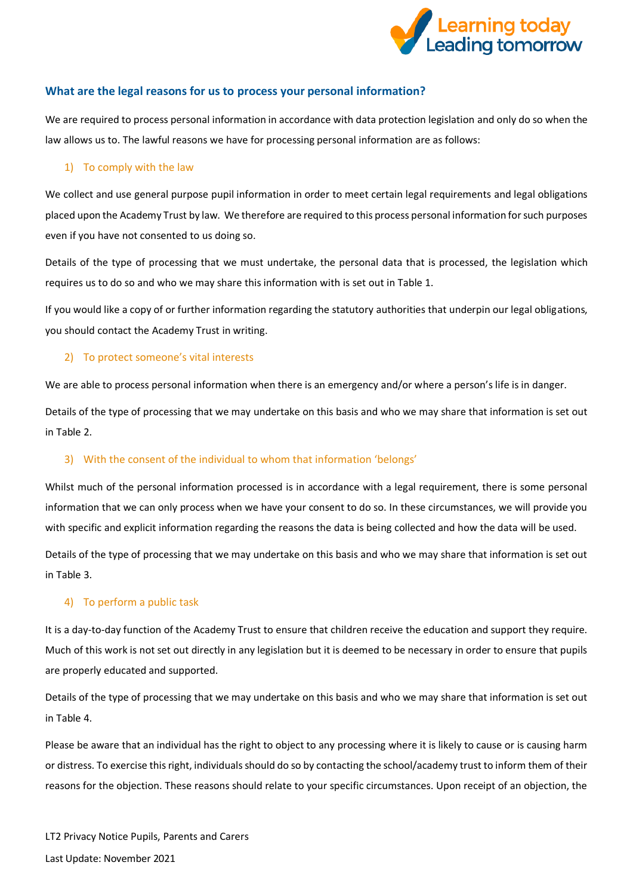## What are the legal reasons for us to process your personal information?

We are required to process personal information in accordance with data protection legislation and only do so when the law allows us to. The lawful reasons we have for processing personal information are as follows:

### 1) To comply with the law

We collect and use general purpose pupil information in order to meet certain legal requirements and legal obligations placed upon the Academy Trust by law. We therefore are required to this process personal information for such purposes even if you have not consented to us doing so.

Details of the type of processing that we must undertake, the personal data that is processed, the legislation which requires us to do so and who we may share this information with is set out in Table 1.

If you would like a copy of or further information regarding the statutory authorities that underpin our legal obligations, you should contact the Academy Trust in writing.

### 2) To protect someone's vital interests

We are able to process personal information when there is an emergency and/or where a person's life is in danger.

Details of the type of processing that we may undertake on this basis and who we may share that information is set out in Table 2.

### 3) With the consent of the individual to whom that information 'belongs'

Whilst much of the personal information processed is in accordance with a legal requirement, there is some personal information that we can only process when we have your consent to do so. In these circumstances, we will provide you with specific and explicit information regarding the reasons the data is being collected and how the data will be used.

Details of the type of processing that we may undertake on this basis and who we may share that information is set out in Table 3.

### 4) To perform a public task

It is a day-to-day function of the Academy Trust to ensure that children receive the education and support they require. Much of this work is not set out directly in any legislation but it is deemed to be necessary in order to ensure that pupils are properly educated and supported.

Details of the type of processing that we may undertake on this basis and who we may share that information is set out in Table 4.

Please be aware that an individual has the right to object to any processing where it is likely to cause or is causing harm or distress. To exercise this right, individuals should do so by contacting the school/academy trust to inform them of their reasons for the objection. These reasons should relate to your specific circumstances. Upon receipt of an objection, the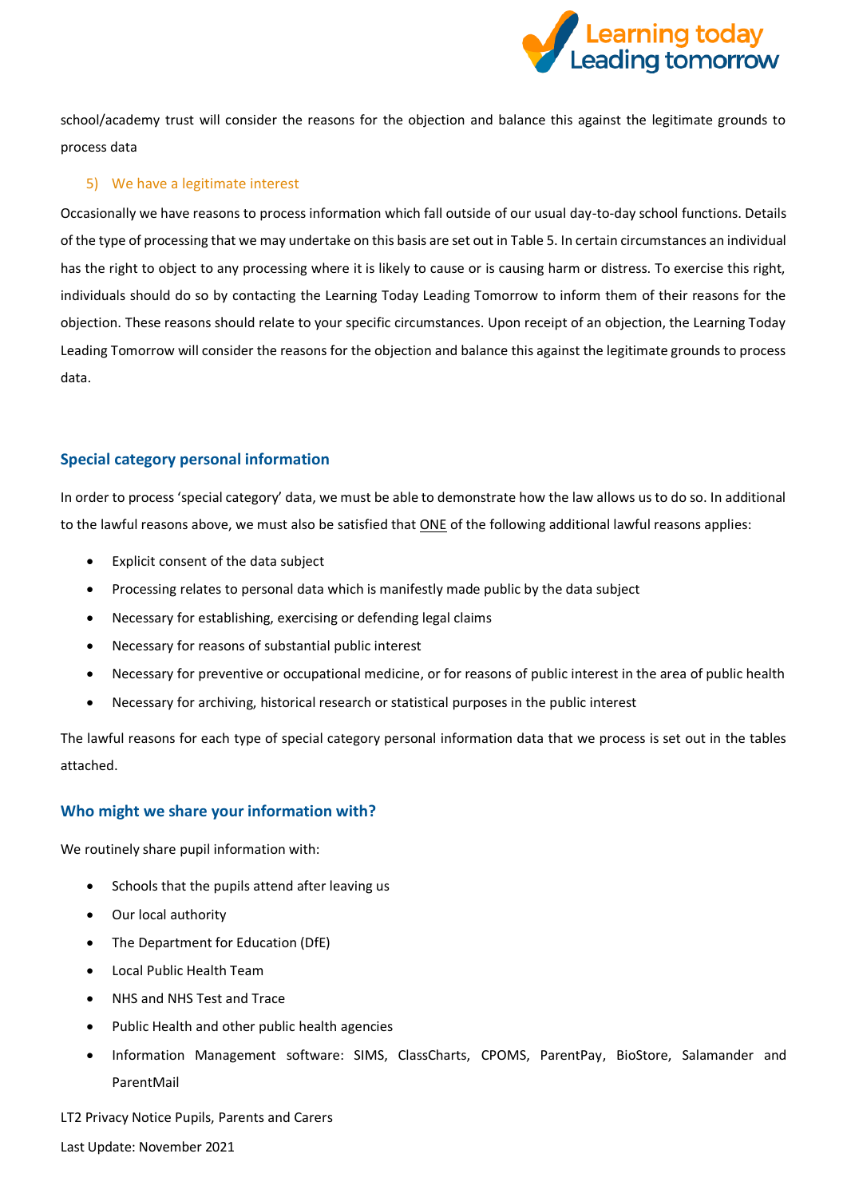school/academy trust will consider the reasons for the objection and balance this against the legitimate grounds to process data

5) We have a legitimate interest

Occasionally we have reasons to process information which fall outside of our usual day-to-day school functions. Details of the type of processing that we may undertake on this basis are set out in Table 5. In certain circumstances an individual has the right to object to any processing where it is likely to cause or is causing harm or distress. To exercise this right, individuals should do so by contacting the Learning Today Leading Tomorrow to inform them of their reasons for the objection. These reasons should relate to your specific circumstances. Upon receipt of an objection, the Learning Today Leading Tomorrow will consider the reasons for the objection and balance this against the legitimate grounds to process data.

## Special category personal information

In order to process 'special category' data, we must be able to demonstrate how the law allows us to do so. In additional to the lawful reasons above, we must also be satisfied that ONE of the following additional lawful reasons applies:

- Explicit consent of the data subject
- Processing relates to personal data which is manifestly made public by the data subject
- Necessary for establishing, exercising or defending legal claims
- Necessary for reasons of substantial public interest
- Necessary for preventive or occupational medicine, or for reasons of public interest in the area of public health
- Necessary for archiving, historical research or statistical purposes in the public interest

The lawful reasons for each type of special category personal information data that we process is set out in the tables attached.

## Who might we share your information with?

We routinely share pupil information with:

- Schools that the pupils attend after leaving us
- Our local authority
- The Department for Education (DfE)
- Local Public Health Team
- NHS and NHS Test and Trace
- Public Health and other public health agencies
- Information Management software: SIMS, ClassCharts, CPOMS, ParentPay, BioStore, Salamander and ParentMail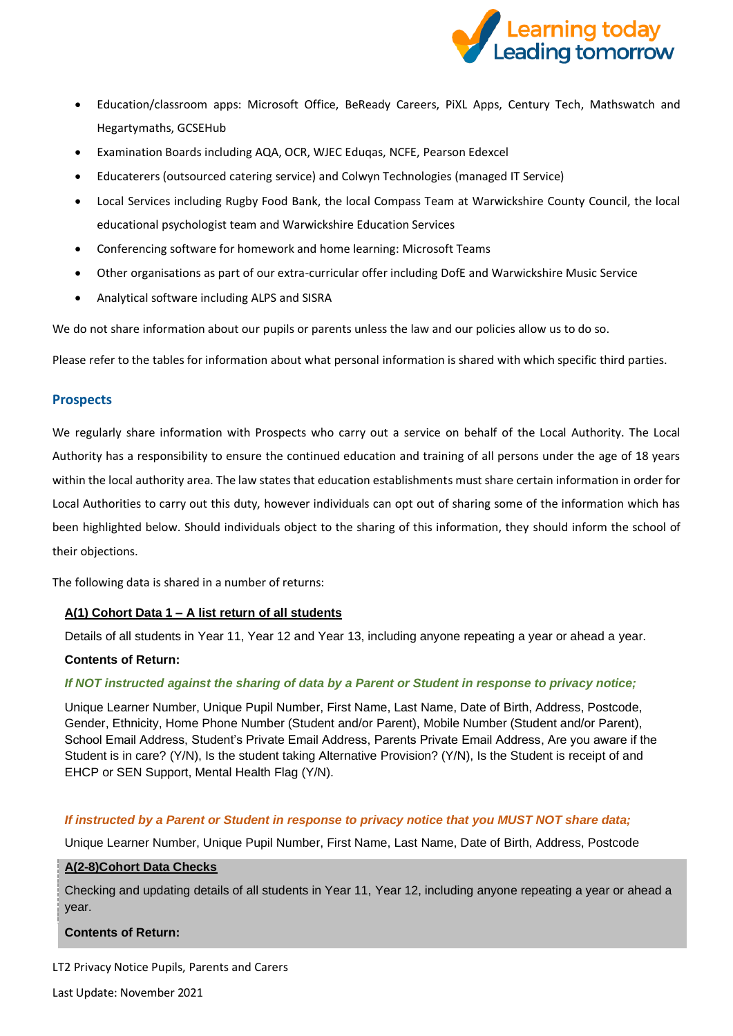- Education/classroom apps: Microsoft Office, BeReady Careers, PiXL Apps, Century Tech, Mathswatch and Hegartymaths, GCSEHub
- Examination Boards including AQA, OCR, WJEC Eduqas, NCFE, Pearson Edexcel
- Educaterers (outsourced catering service) and Colwyn Technologies (managed IT Service)
- Local Services including Rugby Food Bank, the local Compass Team at Warwickshire County Council, the local educational psychologist team and Warwickshire Education Services
- Conferencing software for homework and home learning: Microsoft Teams
- Other organisations as part of our extra-curricular offer including DofE and Warwickshire Music Service
- Analytical software including ALPS and SISRA

We do not share information about our pupils or parents unless the law and our policies allow us to do so.

Please refer to the tables for information about what personal information is shared with which specific third parties.

## Prospects

We regularly share information with Prospects who carry out a service on behalf of the Local Authority. The Local Authority has a responsibility to ensure the continued education and training of all persons under the age of 18 years within the local authority area. The law states that education establishments must share certain information in order for Local Authorities to carry out this duty, however individuals can opt out of sharing some of the information which has been highlighted below. Should individuals object to the sharing of this information, they should inform the school of their objections.

The following data is shared in a number of returns:

**A(1) Cohort Data 1 – A list return of all students**

Details of all students in Year 11, Year 12 and Year 13, including anyone repeating a year or ahead a year.

**Contents of Return:**

***If NOT instructed against the sharing of data by a Parent or Student in response to privacy notice;***

Unique Learner Number, Unique Pupil Number, First Name, Last Name, Date of Birth, Address, Postcode, Gender, Ethnicity, Home Phone Number (Student and/or Parent), Mobile Number (Student and/or Parent), School Email Address, Student's Private Email Address, Parents Private Email Address, Are you aware if the Student is in care? (Y/N), Is the student taking Alternative Provision? (Y/N), Is the Student is receipt of and EHCP or SEN Support, Mental Health Flag (Y/N).

***If instructed by a Parent or Student in response to privacy notice that you MUST NOT share data;***

Unique Learner Number, Unique Pupil Number, First Name, Last Name, Date of Birth, Address, Postcode

**A(2-8)Cohort Data Checks**

Checking and updating details of all students in Year 11, Year 12, including anyone repeating a year or ahead a year.

**Contents of Return:**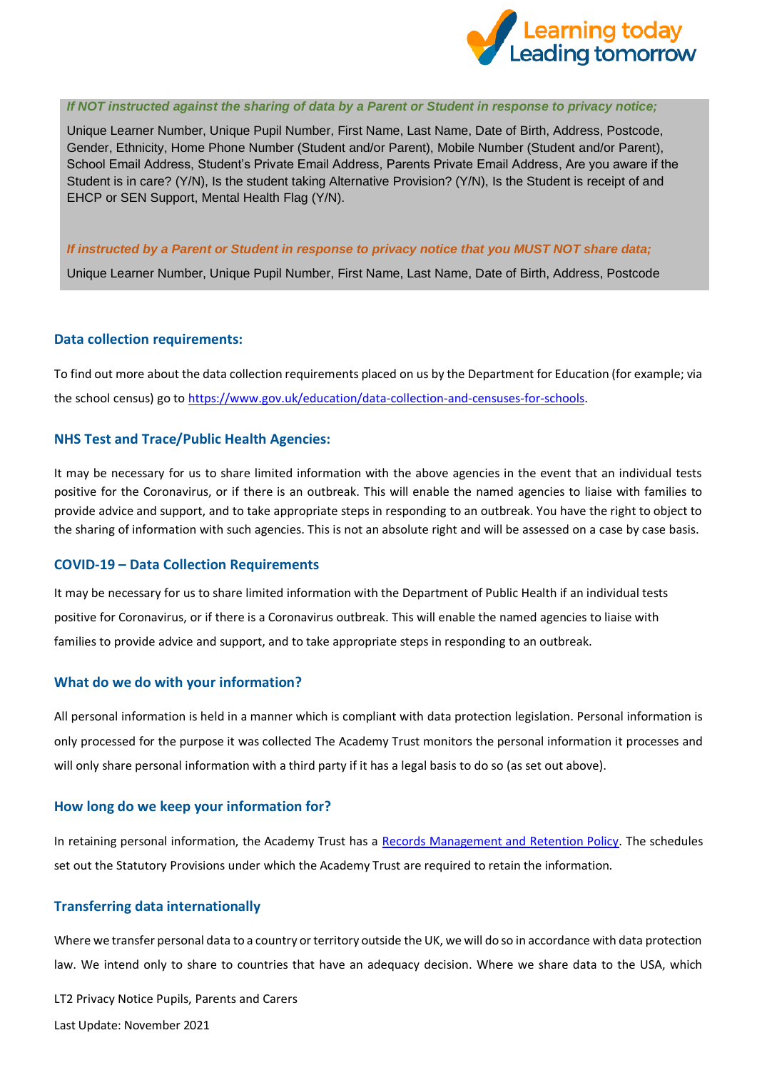*If NOT instructed against the sharing of data by a Parent or Student in response to privacy notice;*

Unique Learner Number, Unique Pupil Number, First Name, Last Name, Date of Birth, Address, Postcode, Gender, Ethnicity, Home Phone Number (Student and/or Parent), Mobile Number (Student and/or Parent), School Email Address, Student's Private Email Address, Parents Private Email Address, Are you aware if the Student is in care? (Y/N), Is the student taking Alternative Provision? (Y/N), Is the Student is receipt of and EHCP or SEN Support, Mental Health Flag (Y/N).

*If instructed by a Parent or Student in response to privacy notice that you MUST NOT share data;*

Unique Learner Number, Unique Pupil Number, First Name, Last Name, Date of Birth, Address, Postcode

### Data collection requirements:

To find out more about the data collection requirements placed on us by the Department for Education (for example; via the school census) go to [https://www.gov.uk/education/data-collection-and-censuses-for-schools](https://www.gov.uk/education/data-collection-and-censuses-for-schools).

### NHS Test and Trace/Public Health Agencies:

It may be necessary for us to share limited information with the above agencies in the event that an individual tests positive for the Coronavirus, or if there is an outbreak. This will enable the named agencies to liaise with families to provide advice and support, and to take appropriate steps in responding to an outbreak. You have the right to object to the sharing of information with such agencies. This is not an absolute right and will be assessed on a case by case basis.

### COVID-19 – Data Collection Requirements

It may be necessary for us to share limited information with the Department of Public Health if an individual tests positive for Coronavirus, or if there is a Coronavirus outbreak. This will enable the named agencies to liaise with families to provide advice and support, and to take appropriate steps in responding to an outbreak.

### What do we do with your information?

All personal information is held in a manner which is compliant with data protection legislation. Personal information is only processed for the purpose it was collected The Academy Trust monitors the personal information it processes and will only share personal information with a third party if it has a legal basis to do so (as set out above).

### How long do we keep your information for?

In retaining personal information, the Academy Trust has a Records Management and Retention Policy. The schedules set out the Statutory Provisions under which the Academy Trust are required to retain the information.

### Transferring data internationally

Where we transfer personal data to a country or territory outside the UK, we will do so in accordance with data protection law. We intend only to share to countries that have an adequacy decision. Where we share data to the USA, which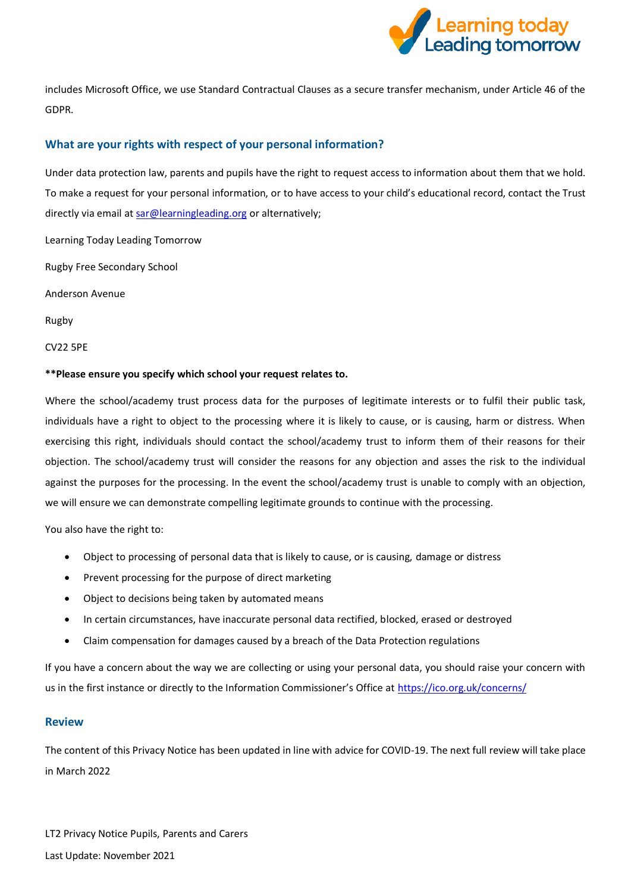includes Microsoft Office, we use Standard Contractual Clauses as a secure transfer mechanism, under Article 46 of the GDPR.

## What are your rights with respect of your personal information?

Under data protection law, parents and pupils have the right to request access to information about them that we hold. To make a request for your personal information, or to have access to your child's educational record, contact the Trust directly via email at sar@learningleading.org or alternatively;

Learning Today Leading Tomorrow

Rugby Free Secondary School

Anderson Avenue

Rugby

CV22 5PE

****Please ensure you specify which school your request relates to.**

Where the school/academy trust process data for the purposes of legitimate interests or to fulfil their public task, individuals have a right to object to the processing where it is likely to cause, or is causing, harm or distress. When exercising this right, individuals should contact the school/academy trust to inform them of their reasons for their objection. The school/academy trust will consider the reasons for any objection and asses the risk to the individual against the purposes for the processing. In the event the school/academy trust is unable to comply with an objection, we will ensure we can demonstrate compelling legitimate grounds to continue with the processing.

You also have the right to:

- Object to processing of personal data that is likely to cause, or is causing, damage or distress
- Prevent processing for the purpose of direct marketing
- Object to decisions being taken by automated means
- In certain circumstances, have inaccurate personal data rectified, blocked, erased or destroyed
- Claim compensation for damages caused by a breach of the Data Protection regulations

If you have a concern about the way we are collecting or using your personal data, you should raise your concern with us in the first instance or directly to the Information Commissioner's Office at https://ico.org.uk/concerns/

## Review

The content of this Privacy Notice has been updated in line with advice for COVID-19. The next full review will take place in March 2022

LT2 Privacy Notice Pupils, Parents and Carers

Last Update: November 2021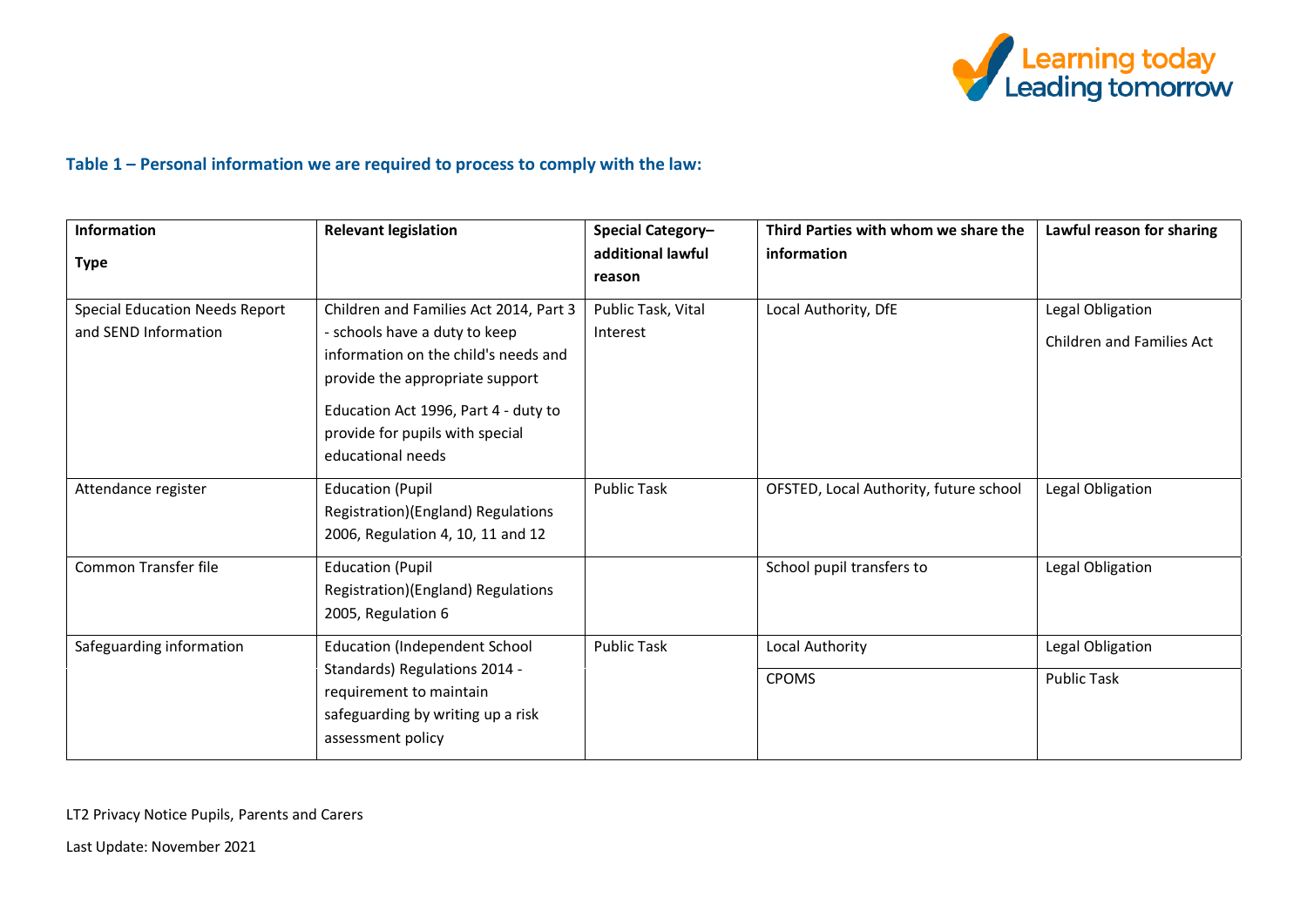### Table 1 – Personal information we are required to process to comply with the law:

| Information Type | Relevant legislation | Special Category– additional lawful reason | Third Parties with whom we share the information | Lawful reason for sharing |
|---|---|---|---|---|
| Special Education Needs Report and SEND Information | Children and Families Act 2014, Part 3 - schools have a duty to keep information on the child's needs and provide the appropriate support<br><br>Education Act 1996, Part 4 - duty to provide for pupils with special educational needs | Public Task, Vital Interest | Local Authority, DfE | Legal Obligation<br><br>Children and Families Act |
| Attendance register | Education (Pupil Registration)(England) Regulations 2006, Regulation 4, 10, 11 and 12 | Public Task | OFSTED, Local Authority, future school | Legal Obligation |
| Common Transfer file | Education (Pupil Registration)(England) Regulations 2005, Regulation 6 | | School pupil transfers to | Legal Obligation |
| Safeguarding information | Education (Independent School Standards) Regulations 2014 - requirement to maintain safeguarding by writing up a risk assessment policy | Public Task | Local Authority | Legal Obligation |
| | | | CPOMS | Public Task |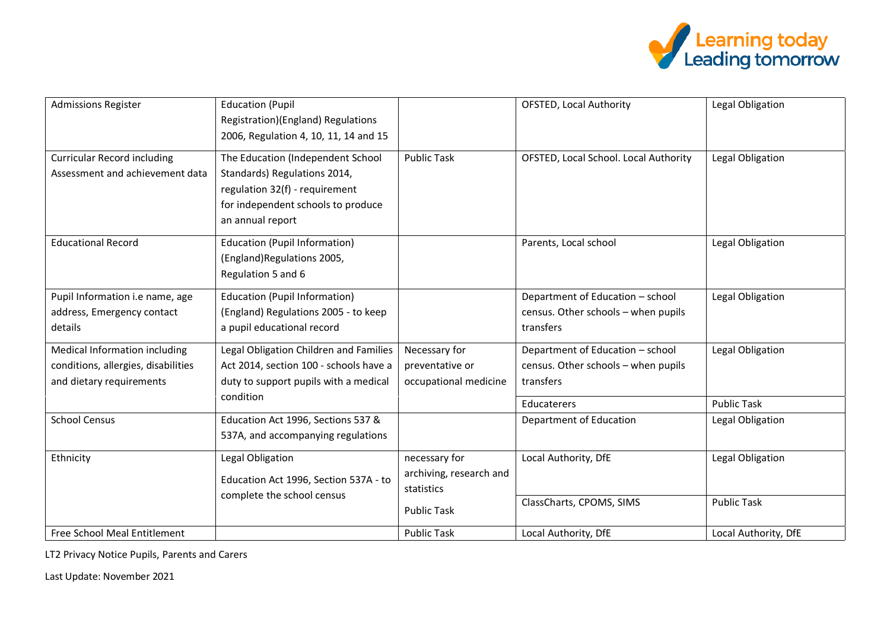| | | | | |
|---|---|---|---|---|
| Admissions Register | Education (Pupil Registration)(England) Regulations 2006, Regulation 4, 10, 11, 14 and 15 | | OFSTED, Local Authority | Legal Obligation |
| Curricular Record including Assessment and achievement data | The Education (Independent School Standards) Regulations 2014, regulation 32(f) - requirement for independent schools to produce an annual report | Public Task | OFSTED, Local School. Local Authority | Legal Obligation |
| Educational Record | Education (Pupil Information) (England)Regulations 2005, Regulation 5 and 6 | | Parents, Local school | Legal Obligation |
| Pupil Information i.e name, age address, Emergency contact details | Education (Pupil Information) (England) Regulations 2005 - to keep a pupil educational record | | Department of Education – school census. Other schools – when pupils transfers | Legal Obligation |
| Medical Information including conditions, allergies, disabilities and dietary requirements | Legal Obligation Children and Families Act 2014, section 100 - schools have a duty to support pupils with a medical condition | Necessary for preventative or occupational medicine | Department of Education – school census. Other schools – when pupils transfers | Legal Obligation |
| | | | Educaterers | Public Task |
| School Census | Education Act 1996, Sections 537 & 537A, and accompanying regulations | | Department of Education | Legal Obligation |
| Ethnicity | Legal Obligation Education Act 1996, Section 537A - to complete the school census | necessary for archiving, research and statistics | Local Authority, DfE | Legal Obligation |
| | | Public Task | ClassCharts, CPOMS, SIMS | Public Task |
| Free School Meal Entitlement | | Public Task | Local Authority, DfE | Local Authority, DfE |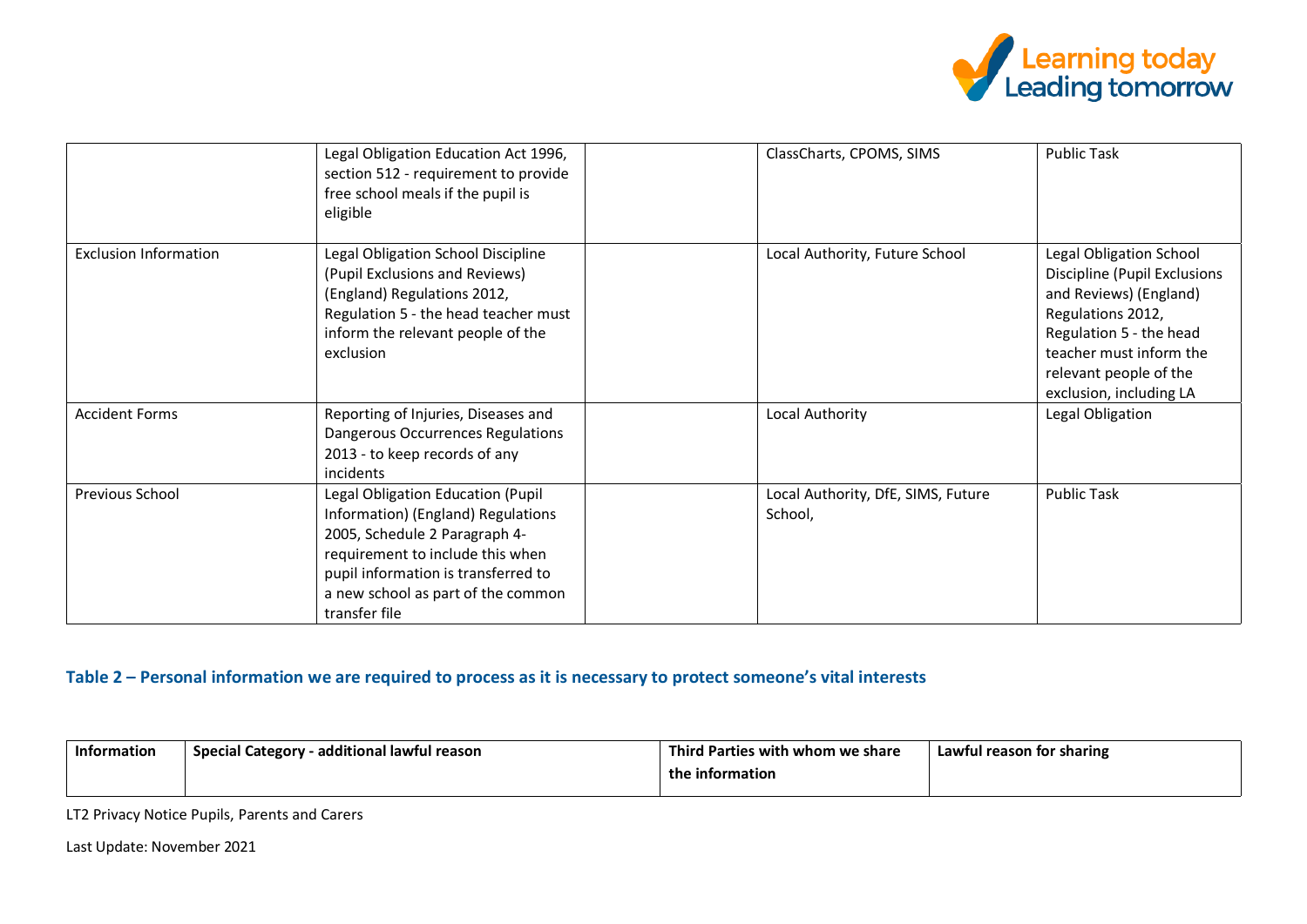| | | | | |
|---|---|---|---|---|
| | Legal Obligation Education Act 1996, section 512 - requirement to provide free school meals if the pupil is eligible | | ClassCharts, CPOMS, SIMS | Public Task |
| Exclusion Information | Legal Obligation School Discipline (Pupil Exclusions and Reviews) (England) Regulations 2012, Regulation 5 - the head teacher must inform the relevant people of the exclusion | | Local Authority, Future School | Legal Obligation School Discipline (Pupil Exclusions and Reviews) (England) Regulations 2012, Regulation 5 - the head teacher must inform the relevant people of the exclusion, including LA |
| Accident Forms | Reporting of Injuries, Diseases and Dangerous Occurrences Regulations 2013 - to keep records of any incidents | | Local Authority | Legal Obligation |
| Previous School | Legal Obligation Education (Pupil Information) (England) Regulations 2005, Schedule 2 Paragraph 4- requirement to include this when pupil information is transferred to a new school as part of the common transfer file | | Local Authority, DfE, SIMS, Future School, | Public Task |

### Table 2 – Personal information we are required to process as it is necessary to protect someone's vital interests

| Information | Special Category - additional lawful reason | Third Parties with whom we share the information | Lawful reason for sharing |
|---|---|---|---|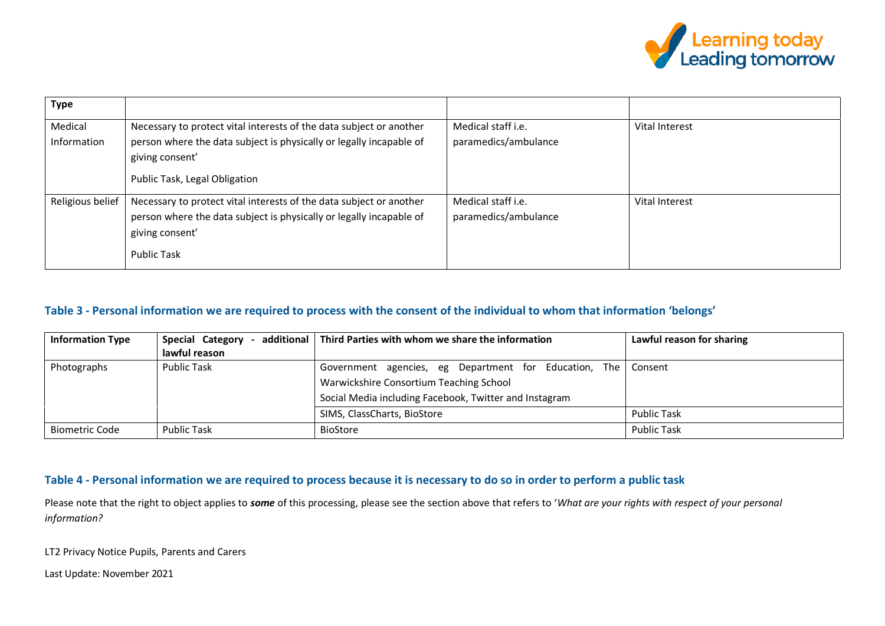| Type | | | |
|---|---|---|---|
| Medical Information | Necessary to protect vital interests of the data subject or another person where the data subject is physically or legally incapable of giving consent'<br><br>Public Task, Legal Obligation | Medical staff i.e. paramedics/ambulance | Vital Interest |
| Religious belief | Necessary to protect vital interests of the data subject or another person where the data subject is physically or legally incapable of giving consent'<br><br>Public Task | Medical staff i.e. paramedics/ambulance | Vital Interest |

### Table 3 - Personal information we are required to process with the consent of the individual to whom that information 'belongs'

| Information Type | Special Category - additional lawful reason | Third Parties with whom we share the information | Lawful reason for sharing |
|---|---|---|---|
| Photographs | Public Task | Government agencies, eg Department for Education, The Warwickshire Consortium Teaching School<br>Social Media including Facebook, Twitter and Instagram | Consent |
| | | SIMS, ClassCharts, BioStore | Public Task |
| Biometric Code | Public Task | BioStore | Public Task |

### Table 4 - Personal information we are required to process because it is necessary to do so in order to perform a public task

Please note that the right to object applies to ***some*** of this processing, please see the section above that refers to '*What are your rights with respect of your personal information?*

LT2 Privacy Notice Pupils, Parents and Carers

Last Update: November 2021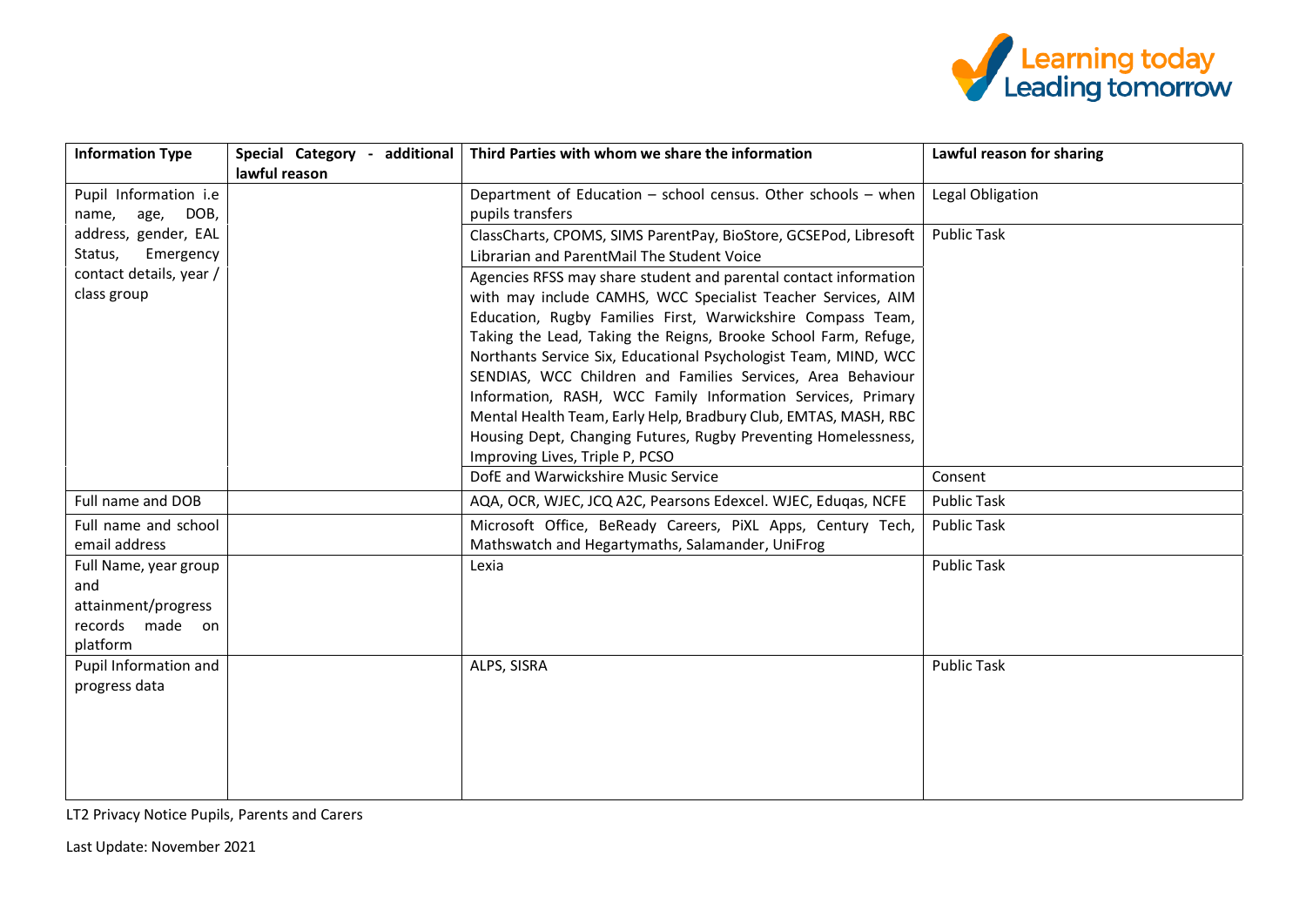| Information Type | Special Category - additional lawful reason | Third Parties with whom we share the information | Lawful reason for sharing |
| --- | --- | --- | --- |
| Pupil Information i.e name, age, DOB, address, gender, EAL Status, Emergency contact details, year / class group | | Department of Education – school census. Other schools – when pupils transfers | Legal Obligation |
| | | ClassCharts, CPOMS, SIMS ParentPay, BioStore, GCSEPod, Libresoft Librarian and ParentMail The Student Voice | Public Task |
| | | Agencies RFSS may share student and parental contact information with may include CAMHS, WCC Specialist Teacher Services, AIM Education, Rugby Families First, Warwickshire Compass Team, Taking the Lead, Taking the Reigns, Brooke School Farm, Refuge, Northants Service Six, Educational Psychologist Team, MIND, WCC SENDIAS, WCC Children and Families Services, Area Behaviour Information, RASH, WCC Family Information Services, Primary Mental Health Team, Early Help, Bradbury Club, EMTAS, MASH, RBC Housing Dept, Changing Futures, Rugby Preventing Homelessness, Improving Lives, Triple P, PCSO | |
| | | DofE and Warwickshire Music Service | Consent |
| Full name and DOB | | AQA, OCR, WJEC, JCQ A2C, Pearsons Edexcel. WJEC, Eduqas, NCFE | Public Task |
| Full name and school email address | | Microsoft Office, BeReady Careers, PiXL Apps, Century Tech, Mathswatch and Hegartymaths, Salamander, UniFrog | Public Task |
| Full Name, year group and attainment/progress records made on platform | | Lexia | Public Task |
| Pupil Information and progress data | | ALPS, SISRA | Public Task |

LT2 Privacy Notice Pupils, Parents and Carers

Last Update: November 2021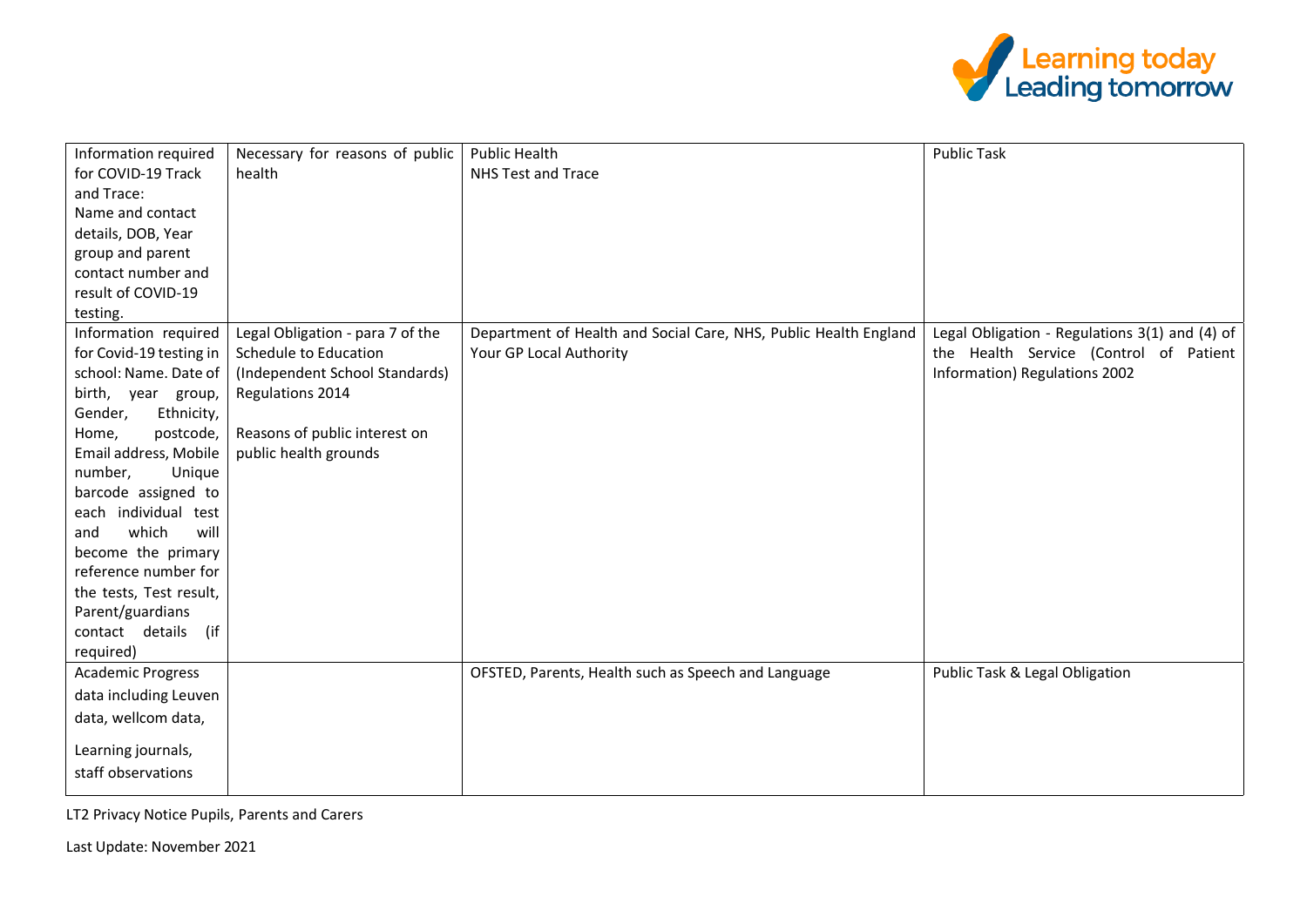| | | | |
|---|---|---|---|
| Information required for COVID-19 Track and Trace: Name and contact details, DOB, Year group and parent contact number and result of COVID-19 testing. | Necessary for reasons of public health | Public Health<br>NHS Test and Trace | Public Task |
| Information required for Covid-19 testing in school: Name. Date of birth, year group, Gender, Ethnicity, Home, postcode, Email address, Mobile number, Unique barcode assigned to each individual test and which will become the primary reference number for the tests, Test result, Parent/guardians contact details (if required) | Legal Obligation - para 7 of the Schedule to Education (Independent School Standards) Regulations 2014<br><br>Reasons of public interest on public health grounds | Department of Health and Social Care, NHS, Public Health England<br>Your GP Local Authority | Legal Obligation - Regulations 3(1) and (4) of the Health Service (Control of Patient Information) Regulations 2002 |
| Academic Progress data including Leuven data, wellcom data,<br><br>Learning journals, staff observations | | OFSTED, Parents, Health such as Speech and Language | Public Task & Legal Obligation |

LT2 Privacy Notice Pupils, Parents and Carers

Last Update: November 2021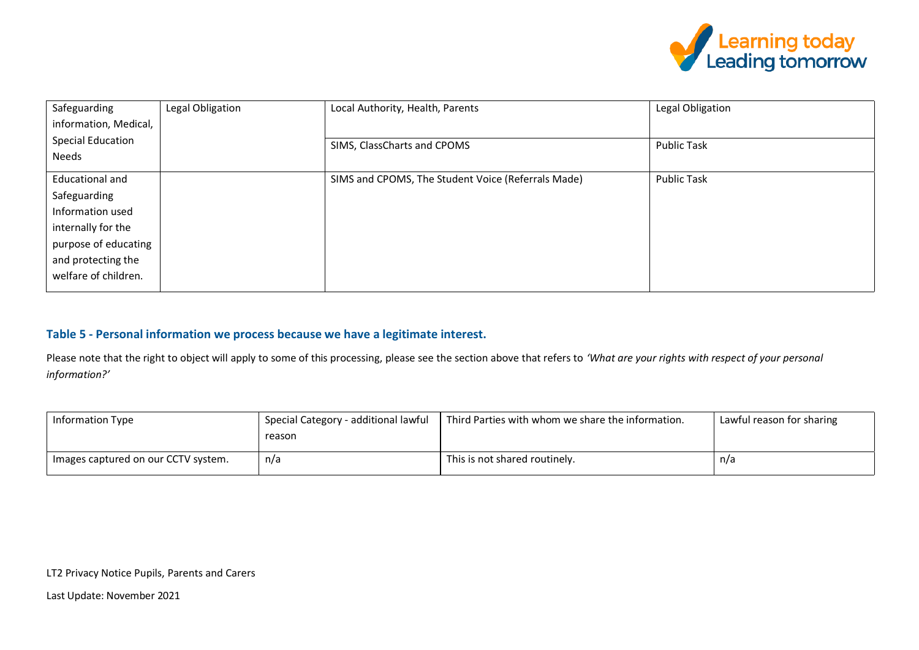| | | | |
|---|---|---|---|
| Safeguarding information, Medical, Special Education Needs | Legal Obligation | Local Authority, Health, Parents | Legal Obligation |
| | | SIMS, ClassCharts and CPOMS | Public Task |
| Educational and Safeguarding Information used internally for the purpose of educating and protecting the welfare of children. | | SIMS and CPOMS, The Student Voice (Referrals Made) | Public Task |

### Table 5 - Personal information we process because we have a legitimate interest.

Please note that the right to object will apply to some of this processing, please see the section above that refers to *'What are your rights with respect of your personal information?'*

| Information Type | Special Category - additional lawful reason | Third Parties with whom we share the information. | Lawful reason for sharing |
|---|---|---|---|
| Images captured on our CCTV system. | n/a | This is not shared routinely. | n/a |